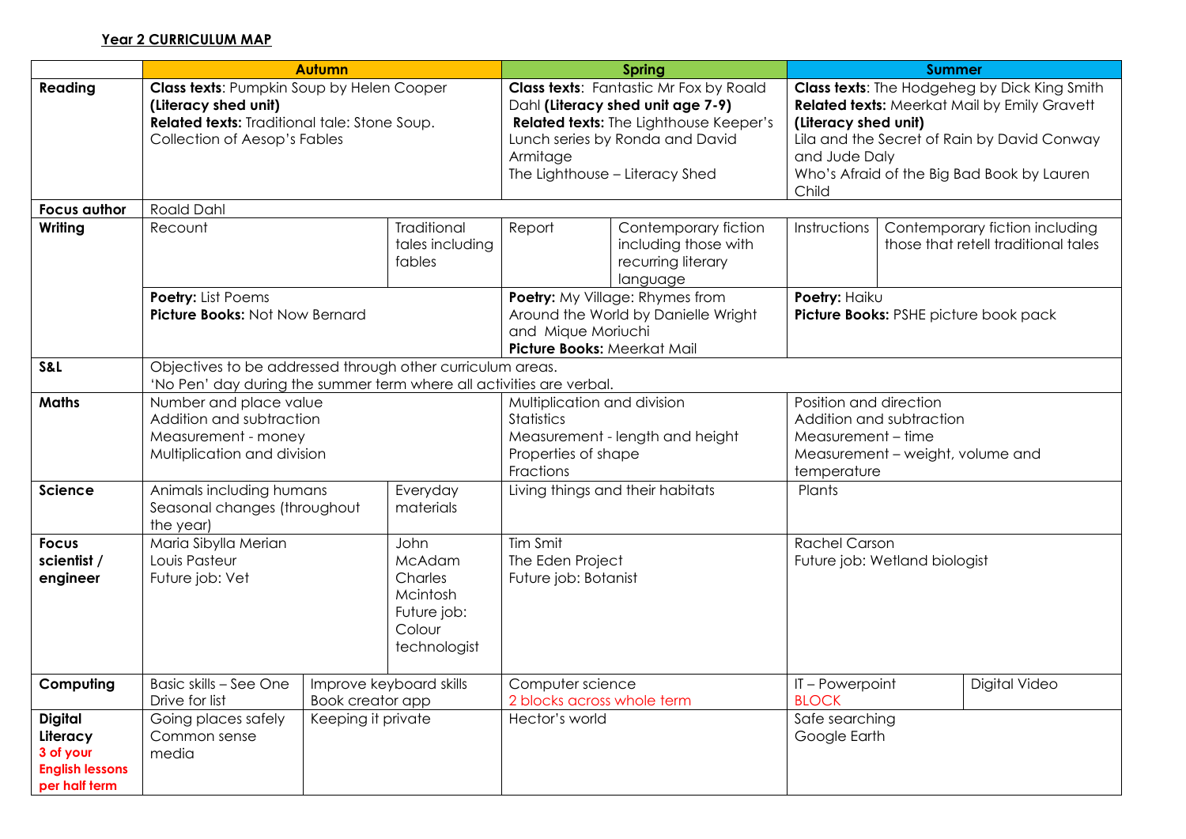**Year 2 CURRICULUM MAP**

| | Autumn | | | Spring | | Summer | | |
|---|---|---|---|---|---|---|---|---|
| **Reading** | **Class texts**: Pumpkin Soup by Helen Cooper **(Literacy shed unit)** **Related texts:** Traditional tale: Stone Soup. Collection of Aesop's Fables | | | **Class texts**: Fantastic Mr Fox by Roald Dahl **(Literacy shed unit age 7-9)** **Related texts:** The Lighthouse Keeper's Lunch series by Ronda and David Armitage The Lighthouse – Literacy Shed | | **Class texts**: The Hodgeheg by Dick King Smith **Related texts:** Meerkat Mail by Emily Gravett **(Literacy shed unit)** Lila and the Secret of Rain by David Conway and Jude Daly Who's Afraid of the Big Bad Book by Lauren Child | | |
| **Focus author** | Roald Dahl | | | | | | | |
| **Writing** | Recount | | Traditional tales including fables | Report | Contemporary fiction including those with recurring literary language | Instructions | Contemporary fiction including those that retell traditional tales | |
| | **Poetry:** List Poems **Picture Books:** Not Now Bernard | | | **Poetry:** My Village: Rhymes from Around the World by Danielle Wright and Mique Moriuchi **Picture Books:** Meerkat Mail | | **Poetry:** Haiku **Picture Books:** PSHE picture book pack | | |
| **S&L** | Objectives to be addressed through other curriculum areas. 'No Pen' day during the summer term where all activities are verbal. | | | | | | | |
| **Maths** | Number and place value Addition and subtraction Measurement - money Multiplication and division | | | Multiplication and division Statistics Measurement - length and height Properties of shape Fractions | | Position and direction Addition and subtraction Measurement – time Measurement – weight, volume and temperature | | |
| **Science** | Animals including humans Seasonal changes (throughout the year) | | Everyday materials | Living things and their habitats | | Plants | | |
| **Focus scientist / engineer** | Maria Sibylla Merian Louis Pasteur Future job: Vet | | John McAdam Charles Mcintosh Future job: Colour technologist | Tim Smit The Eden Project Future job: Botanist | | Rachel Carson Future job: Wetland biologist | | |
| **Computing** | Basic skills – See One Drive for list | Improve keyboard skills Book creator app | | Computer science 2 blocks across whole term | | IT – Powerpoint BLOCK | | Digital Video |
| **Digital Literacy** 3 of your English lessons per half term | Going places safely Common sense media | Keeping it private | | Hector's world | | Safe searching Google Earth | | |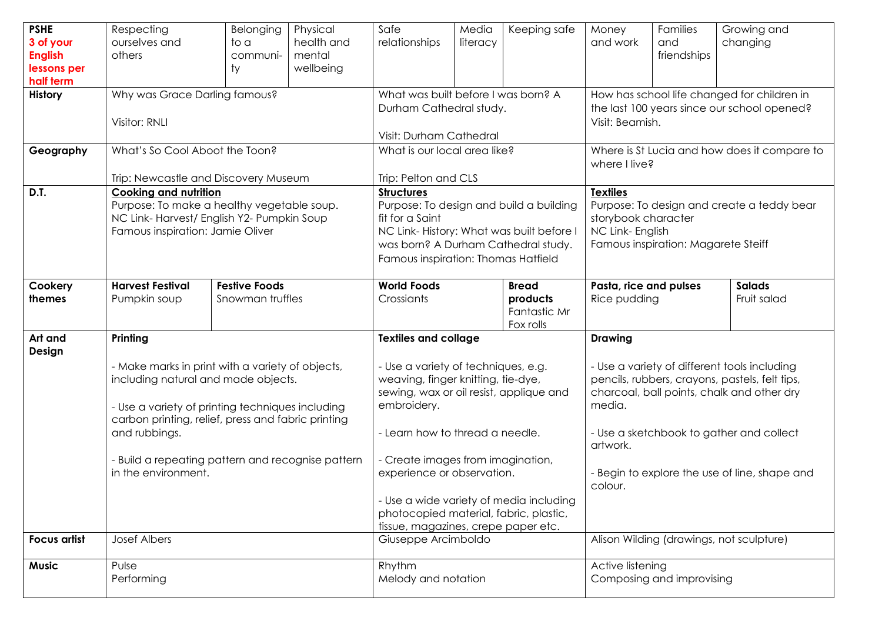| | | | | | | | | | |
|---|---|---|---|---|---|---|---|---|---|
| **PSHE** **3 of your English lessons per half term** | Respecting ourselves and others | Belonging to a community | Physical health and mental wellbeing | Safe relationships | Media literacy | Keeping safe | Money and work | Families and friendships | Growing and changing |
| **History** | Why was Grace Darling famous?<br><br>Visitor: RNLI | | | What was built before I was born? A Durham Cathedral study.<br><br>Visit: Durham Cathedral | | | How has school life changed for children in the last 100 years since our school opened?<br>Visit: Beamish. | | |
| **Geography** | What's So Cool Aboot the Toon?<br><br>Trip: Newcastle and Discovery Museum | | | What is our local area like?<br><br>Trip: Pelton and CLS | | | Where is St Lucia and how does it compare to where I live? | | |
| **D.T.** | **Cooking and nutrition**<br>Purpose: To make a healthy vegetable soup.<br>NC Link- Harvest/ English Y2- Pumpkin Soup<br>Famous inspiration: Jamie Oliver | | | **Structures**<br>Purpose: To design and build a building fit for a Saint<br>NC Link- History: What was built before I was born? A Durham Cathedral study.<br>Famous inspiration: Thomas Hatfield | | | **Textiles**<br>Purpose: To design and create a teddy bear storybook character<br>NC Link- English<br>Famous inspiration: Magarete Steiff | | |
| **Cookery themes** | **Harvest Festival**<br>Pumpkin soup | **Festive Foods**<br>Snowman truffles | | **World Foods**<br>Crossiants | | **Bread products**<br>Fantastic Mr Fox rolls | **Pasta, rice and pulses**<br>Rice pudding | | **Salads**<br>Fruit salad |
| **Art and Design** | **Printing**<br><br>- Make marks in print with a variety of objects, including natural and made objects.<br><br>- Use a variety of printing techniques including carbon printing, relief, press and fabric printing and rubbings.<br><br>- Build a repeating pattern and recognise pattern in the environment. | | | **Textiles and collage**<br><br>- Use a variety of techniques, e.g. weaving, finger knitting, tie-dye, sewing, wax or oil resist, applique and embroidery.<br><br>- Learn how to thread a needle.<br><br>- Create images from imagination, experience or observation.<br><br>- Use a wide variety of media including photocopied material, fabric, plastic, tissue, magazines, crepe paper etc. | | | **Drawing**<br><br>- Use a variety of different tools including pencils, rubbers, crayons, pastels, felt tips, charcoal, ball points, chalk and other dry media.<br><br>- Use a sketchbook to gather and collect artwork.<br><br>- Begin to explore the use of line, shape and colour. | | |
| **Focus artist** | Josef Albers | | | Giuseppe Arcimboldo | | | Alison Wilding (drawings, not sculpture) | | |
| **Music** | Pulse<br>Performing | | | Rhythm<br>Melody and notation | | | Active listening<br>Composing and improvising | | |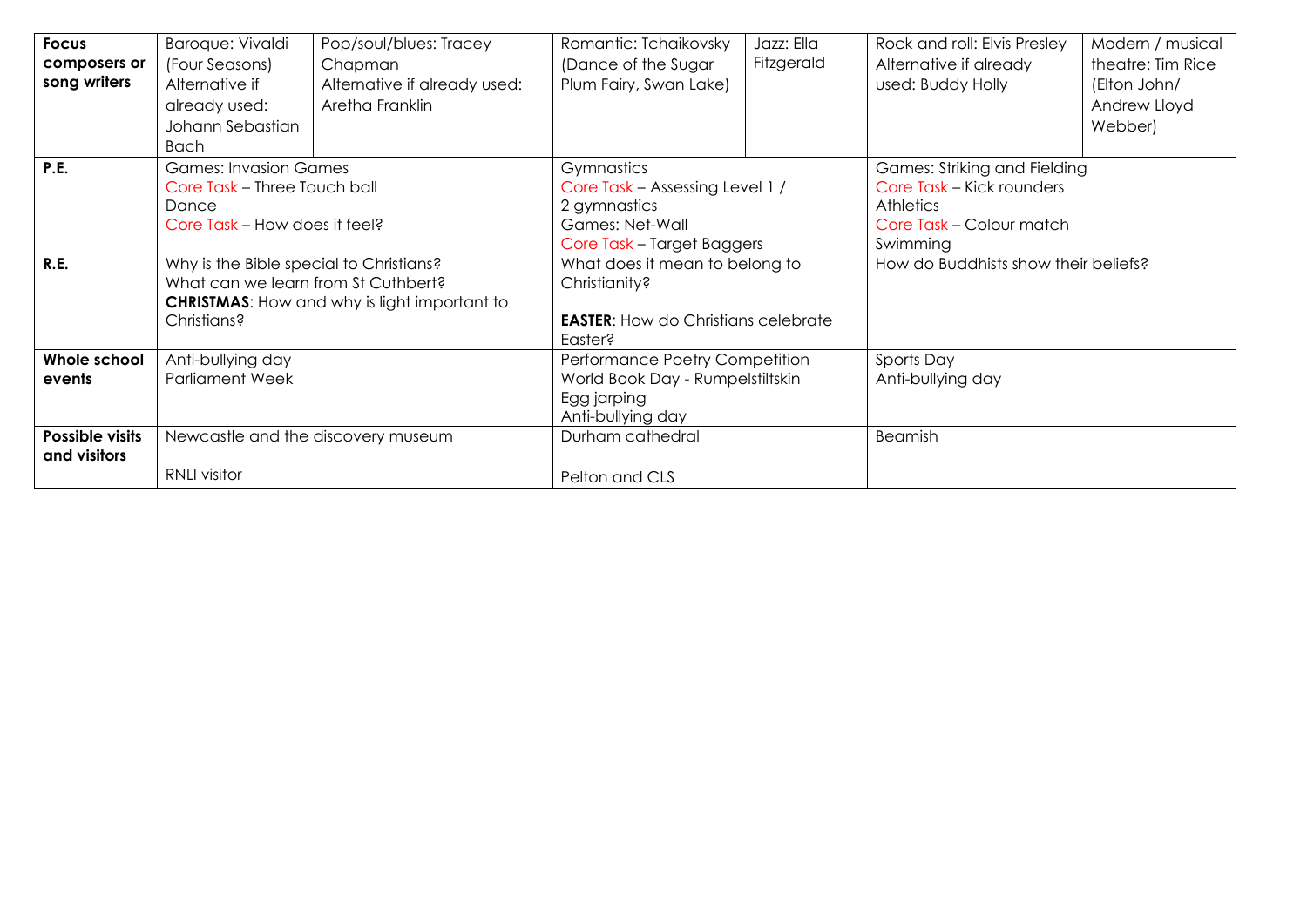| | | | | | | |
|---|---|---|---|---|---|---|
| **Focus composers or song writers** | Baroque: Vivaldi (Four Seasons) Alternative if already used: Johann Sebastian Bach | Pop/soul/blues: Tracey Chapman Alternative if already used: Aretha Franklin | Romantic: Tchaikovsky (Dance of the Sugar Plum Fairy, Swan Lake) | Jazz: Ella Fitzgerald | Rock and roll: Elvis Presley Alternative if already used: Buddy Holly | Modern / musical theatre: Tim Rice (Elton John/ Andrew Lloyd Webber) |
| **P.E.** | Games: Invasion Games<br>Core Task – Three Touch ball<br>Dance<br>Core Task – How does it feel? | | Gymnastics<br>Core Task – Assessing Level 1 / 2 gymnastics<br>Games: Net-Wall<br>Core Task – Target Baggers | | Games: Striking and Fielding<br>Core Task – Kick rounders<br>Athletics<br>Core Task – Colour match<br>Swimming | |
| **R.E.** | Why is the Bible special to Christians?<br>What can we learn from St Cuthbert?<br>**CHRISTMAS**: How and why is light important to Christians? | | What does it mean to belong to Christianity?<br><br>**EASTER**: How do Christians celebrate Easter? | | How do Buddhists show their beliefs? | |
| **Whole school events** | Anti-bullying day<br>Parliament Week | | Performance Poetry Competition<br>World Book Day - Rumpelstiltskin<br>Egg jarping<br>Anti-bullying day | | Sports Day<br>Anti-bullying day | |
| **Possible visits and visitors** | Newcastle and the discovery museum<br><br>RNLI visitor | | Durham cathedral<br><br>Pelton and CLS | | Beamish | |